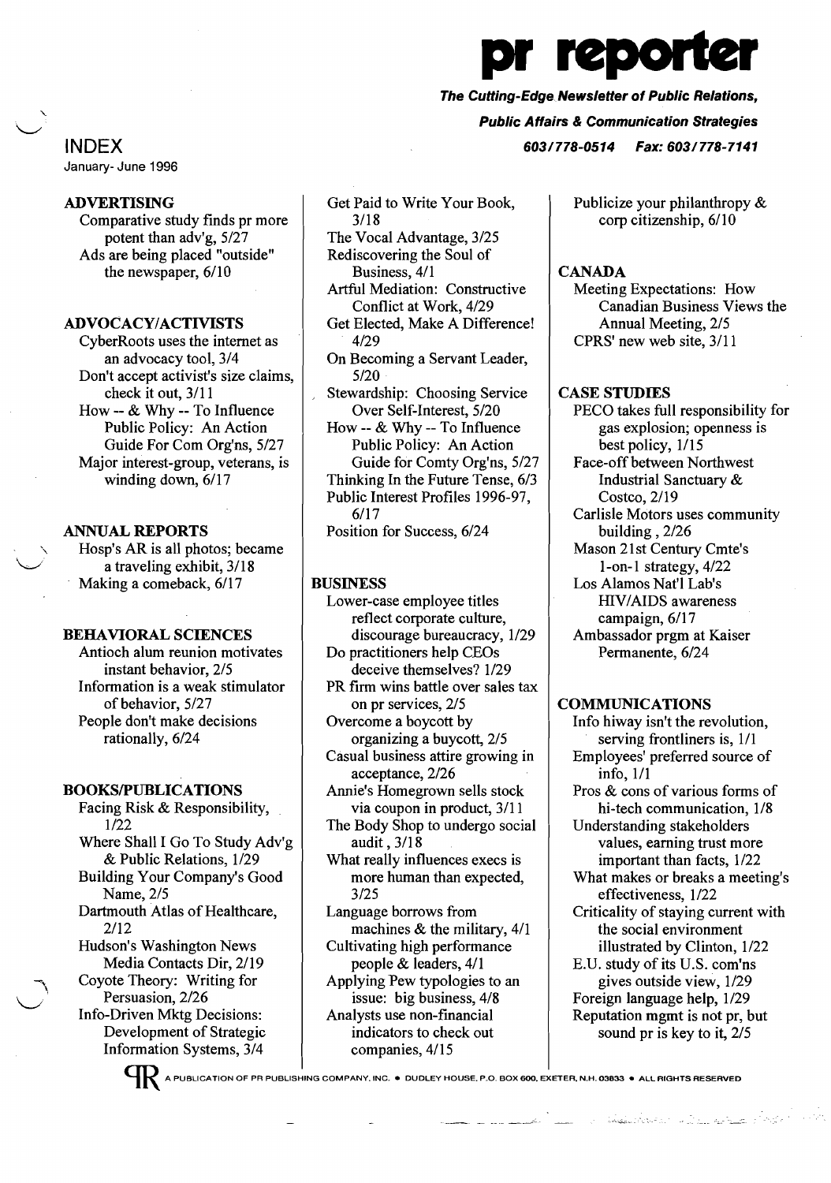# pr reporter

***The Cutting-Edge Newsletter of Public Relations, Public Affairs & Communication Strategies***

***603/778-0514 Fax: 603/778-7141***

## INDEX

January- June 1996

### ADVERTISING

- Comparative study finds pr more potent than adv'g, 5/27
- Ads are being placed "outside" the newspaper, 6/10

### ADVOCACY/ACTIVISTS

- CyberRoots uses the internet as an advocacy tool, 3/4
- Don't accept activist's size claims, check it out, 3/11
- How -- & Why -- To Influence Public Policy: An Action Guide For Com Org'ns, 5/27
- Major interest-group, veterans, is winding down, 6/17

### ANNUAL REPORTS

- Hosp's AR is all photos; became a traveling exhibit, 3/18
- Making a comeback, 6/17

### BEHAVIORAL SCIENCES

- Antioch alum reunion motivates instant behavior, 2/5
- Information is a weak stimulator of behavior, 5/27
- People don't make decisions rationally, 6/24

### BOOKS/PUBLICATIONS

- Facing Risk & Responsibility, 1/22
- Where Shall I Go To Study Adv'g & Public Relations, 1/29
- Building Your Company's Good Name, 2/5
- Dartmouth Atlas of Healthcare, 2/12
- Hudson's Washington News Media Contacts Dir, 2/19
- Coyote Theory: Writing for Persuasion, 2/26
- Info-Driven Mktg Decisions: Development of Strategic Information Systems, 3/4
- Get Paid to Write Your Book, 3/18
- The Vocal Advantage, 3/25
- Rediscovering the Soul of Business, 4/1
- Artful Mediation: Constructive Conflict at Work, 4/29
- Get Elected, Make A Difference! 4/29
- On Becoming a Servant Leader, 5/20
- Stewardship: Choosing Service Over Self-Interest, 5/20
- How -- & Why -- To Influence Public Policy: An Action Guide for Comty Org'ns, 5/27
- Thinking In the Future Tense, 6/3
- Public Interest Profiles 1996-97, 6/17
- Position for Success, 6/24

### BUSINESS

- Lower-case employee titles reflect corporate culture, discourage bureaucracy, 1/29
- Do practitioners help CEOs deceive themselves? 1/29
- PR firm wins battle over sales tax on pr services, 2/5
- Overcome a boycott by organizing a buycott, 2/5
- Casual business attire growing in acceptance, 2/26
- Annie's Homegrown sells stock via coupon in product, 3/11
- The Body Shop to undergo social audit, 3/18
- What really influences execs is more human than expected, 3/25
- Language borrows from machines & the military, 4/1
- Cultivating high performance people & leaders, 4/1
- Applying Pew typologies to an issue: big business, 4/8
- Analysts use non-financial indicators to check out companies, 4/15
- Publicize your philanthropy & corp citizenship, 6/10

### CANADA

- Meeting Expectations: How Canadian Business Views the Annual Meeting, 2/5
- CPRS' new web site, 3/11

### CASE STUDIES

- PECO takes full responsibility for gas explosion; openness is best policy, 1/15
- Face-off between Northwest Industrial Sanctuary & Costco, 2/19
- Carlisle Motors uses community building, 2/26
- Mason 21st Century Cmte's 1-on-1 strategy, 4/22
- Los Alamos Nat'l Lab's HIV/AIDS awareness campaign, 6/17
- Ambassador prgm at Kaiser Permanente, 6/24

### COMMUNICATIONS

- Info hiway isn't the revolution, serving frontliners is, 1/1
- Employees' preferred source of info, 1/1
- Pros & cons of various forms of hi-tech communication, 1/8
- Understanding stakeholders values, earning trust more important than facts, 1/22
- What makes or breaks a meeting's effectiveness, 1/22
- Criticality of staying current with the social environment illustrated by Clinton, 1/22
- E.U. study of its U.S. com'ns gives outside view, 1/29
- Foreign language help, 1/29
- Reputation mgmt is not pr, but sound pr is key to it, 2/5

A PUBLICATION OF PR PUBLISHING COMPANY, INC. • DUDLEY HOUSE, P.O. BOX 600, EXETER, N.H. 03833 • ALL RIGHTS RESERVED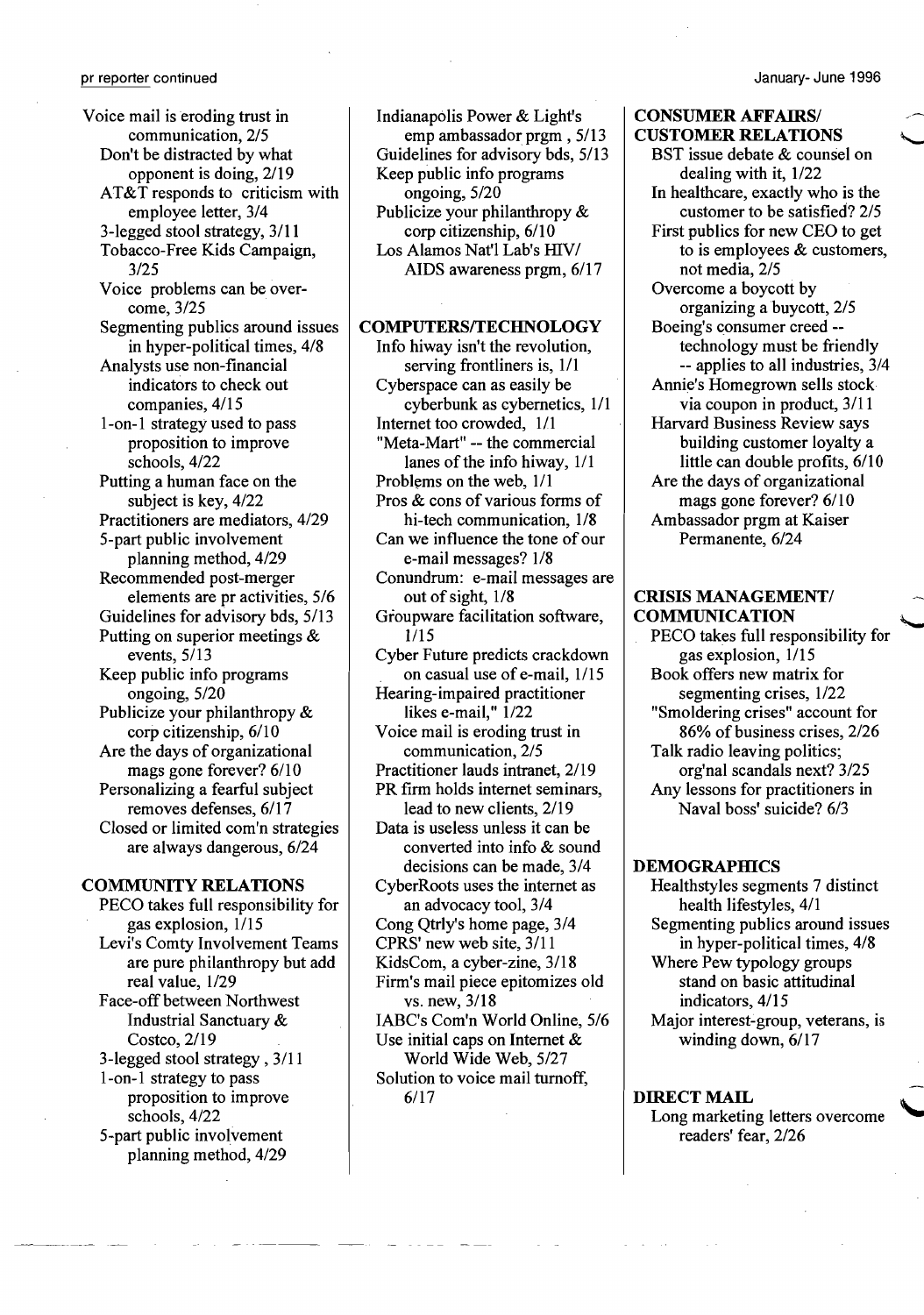Voice mail is eroding trust in communication, 2/5
- Don't be distracted by what opponent is doing, 2/19
- AT&T responds to criticism with employee letter, 3/4
- 3-legged stool strategy, 3/11
- Tobacco-Free Kids Campaign, 3/25
- Voice problems can be overcome, 3/25
- Segmenting publics around issues in hyper-political times, 4/8
- Analysts use non-financial indicators to check out companies, 4/15
- 1-on-1 strategy used to pass proposition to improve schools, 4/22
- Putting a human face on the subject is key, 4/22
- Practitioners are mediators, 4/29
- 5-part public involvement planning method, 4/29
- Recommended post-merger elements are pr activities, 5/6
- Guidelines for advisory bds, 5/13
- Putting on superior meetings & events, 5/13
- Keep public info programs ongoing, 5/20
- Publicize your philanthropy & corp citizenship, 6/10
- Are the days of organizational mags gone forever? 6/10
- Personalizing a fearful subject removes defenses, 6/17
- Closed or limited com'n strategies are always dangerous, 6/24

## COMMUNITY RELATIONS

- PECO takes full responsibility for gas explosion, 1/15
- Levi's Comty Involvement Teams are pure philanthropy but add real value, 1/29
- Face-off between Northwest Industrial Sanctuary & Costco, 2/19
- 3-legged stool strategy, 3/11
- 1-on-1 strategy to pass proposition to improve schools, 4/22
- 5-part public involvement planning method, 4/29
- Indianapolis Power & Light's emp ambassador prgm, 5/13
- Guidelines for advisory bds, 5/13
- Keep public info programs ongoing, 5/20
- Publicize your philanthropy & corp citizenship, 6/10
- Los Alamos Nat'l Lab's HIV/AIDS awareness prgm, 6/17

## COMPUTERS/TECHNOLOGY

- Info hiway isn't the revolution, serving frontliners is, 1/1
- Cyberspace can as easily be cyberbunk as cybernetics, 1/1
- Internet too crowded, 1/1
- "Meta-Mart" -- the commercial lanes of the info hiway, 1/1
- Problems on the web, 1/1
- Pros & cons of various forms of hi-tech communication, 1/8
- Can we influence the tone of our e-mail messages? 1/8
- Conundrum: e-mail messages are out of sight, 1/8
- Groupware facilitation software, 1/15
- Cyber Future predicts crackdown on casual use of e-mail, 1/15
- Hearing-impaired practitioner likes e-mail," 1/22
- Voice mail is eroding trust in communication, 2/5
- Practitioner lauds intranet, 2/19
- PR firm holds internet seminars, lead to new clients, 2/19
- Data is useless unless it can be converted into info & sound decisions can be made, 3/4
- CyberRoots uses the internet as an advocacy tool, 3/4
- Cong Qtrly's home page, 3/4
- CPRS' new web site, 3/11
- KidsCom, a cyber-zine, 3/18
- Firm's mail piece epitomizes old vs. new, 3/18
- IABC's Com'n World Online, 5/6
- Use initial caps on Internet & World Wide Web, 5/27
- Solution to voice mail turnoff, 6/17

## CONSUMER AFFAIRS/ CUSTOMER RELATIONS

- BST issue debate & counsel on dealing with it, 1/22
- In healthcare, exactly who is the customer to be satisfied? 2/5
- First publics for new CEO to get to is employees & customers, not media, 2/5
- Overcome a boycott by organizing a buycott, 2/5
- Boeing's consumer creed -- technology must be friendly -- applies to all industries, 3/4
- Annie's Homegrown sells stock via coupon in product, 3/11
- Harvard Business Review says building customer loyalty a little can double profits, 6/10
- Are the days of organizational mags gone forever? 6/10
- Ambassador prgm at Kaiser Permanente, 6/24

## CRISIS MANAGEMENT/ COMMUNICATION

- PECO takes full responsibility for gas explosion, 1/15
- Book offers new matrix for segmenting crises, 1/22
- "Smoldering crises" account for 86% of business crises, 2/26
- Talk radio leaving politics; org'nal scandals next? 3/25
- Any lessons for practitioners in Naval boss' suicide? 6/3

## DEMOGRAPHICS

- Healthstyles segments 7 distinct health lifestyles, 4/1
- Segmenting publics around issues in hyper-political times, 4/8
- Where Pew typology groups stand on basic attitudinal indicators, 4/15
- Major interest-group, veterans, is winding down, 6/17

## DIRECT MAIL

- Long marketing letters overcome readers' fear, 2/26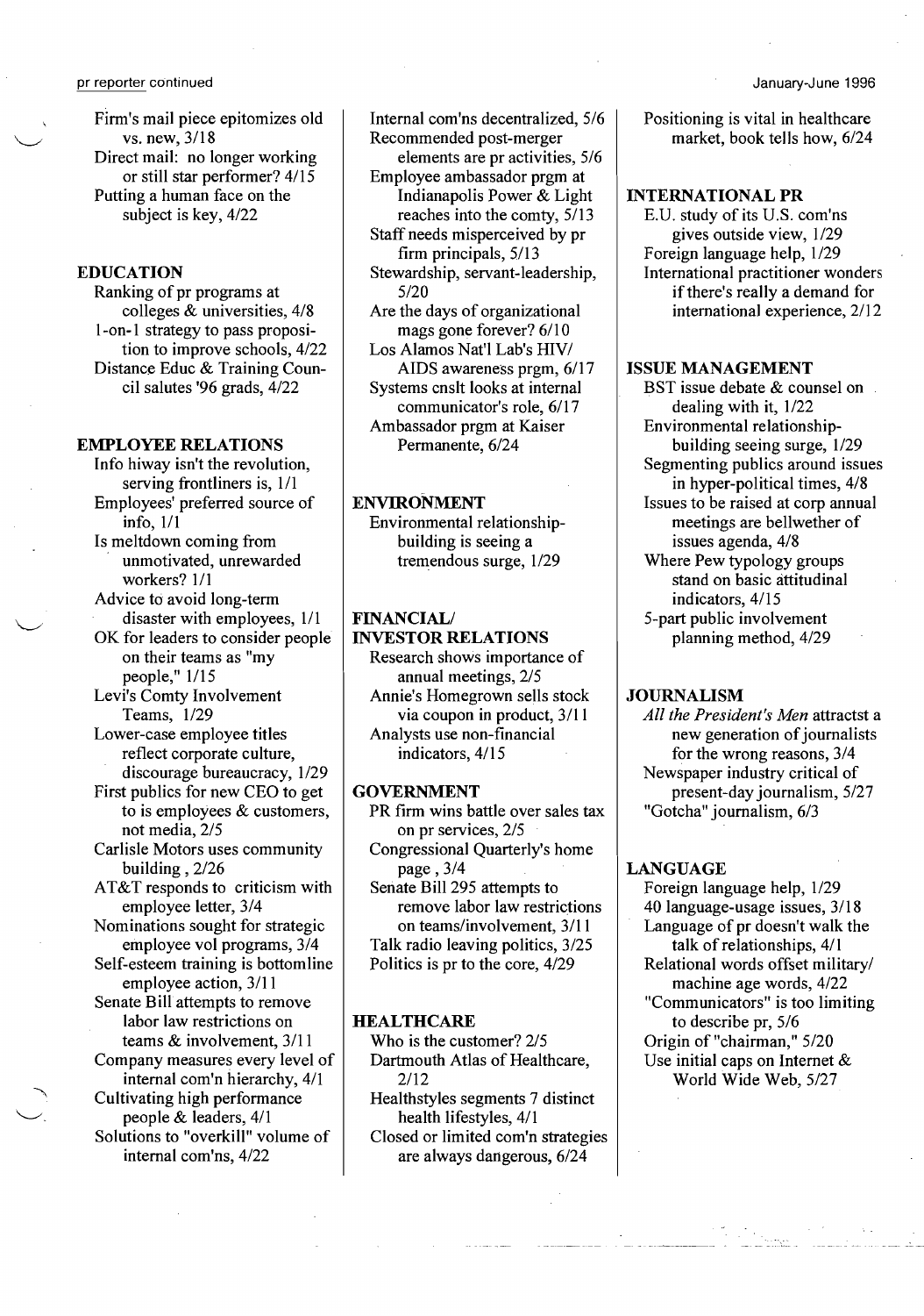Firm's mail piece epitomizes old vs. new, 3/18
Direct mail: no longer working or still star performer? 4/15
Putting a human face on the subject is key, 4/22

### EDUCATION

Ranking of pr programs at colleges & universities, 4/8
1-on-1 strategy to pass proposition to improve schools, 4/22
Distance Educ & Training Council salutes '96 grads, 4/22

### EMPLOYEE RELATIONS

Info hiway isn't the revolution, serving frontliners is, 1/1
Employees' preferred source of info, 1/1
Is meltdown coming from unmotivated, unrewarded workers? 1/1
Advice to avoid long-term disaster with employees, 1/1
OK for leaders to consider people on their teams as "my people," 1/15
Levi's Comty Involvement Teams, 1/29
Lower-case employee titles reflect corporate culture, discourage bureaucracy, 1/29
First publics for new CEO to get to is employees & customers, not media, 2/5
Carlisle Motors uses community building , 2/26
AT&T responds to criticism with employee letter, 3/4
Nominations sought for strategic employee vol programs, 3/4
Self-esteem training is bottomline employee action, 3/11
Senate Bill attempts to remove labor law restrictions on teams & involvement, 3/11
Company measures every level of internal com'n hierarchy, 4/1
Cultivating high performance people & leaders, 4/1
Solutions to "overkill" volume of internal com'ns, 4/22
Internal com'ns decentralized, 5/6
Recommended post-merger elements are pr activities, 5/6
Employee ambassador prgm at Indianapolis Power & Light reaches into the comty, 5/13
Staff needs misperceived by pr firm principals, 5/13
Stewardship, servant-leadership, 5/20
Are the days of organizational mags gone forever? 6/10
Los Alamos Nat'l Lab's HIV/AIDS awareness prgm, 6/17
Systems cnslt looks at internal communicator's role, 6/17
Ambassador prgm at Kaiser Permanente, 6/24

### ENVIRONMENT

Environmental relationship-building is seeing a tremendous surge, 1/29

### FINANCIAL/ INVESTOR RELATIONS

Research shows importance of annual meetings, 2/5
Annie's Homegrown sells stock via coupon in product, 3/11
Analysts use non-financial indicators, 4/15

### GOVERNMENT

PR firm wins battle over sales tax on pr services, 2/5
Congressional Quarterly's home page , 3/4
Senate Bill 295 attempts to remove labor law restrictions on teams/involvement, 3/11
Talk radio leaving politics, 3/25
Politics is pr to the core, 4/29

### HEALTHCARE

Who is the customer? 2/5
Dartmouth Atlas of Healthcare, 2/12
Healthstyles segments 7 distinct health lifestyles, 4/1
Closed or limited com'n strategies are always dangerous, 6/24
Positioning is vital in healthcare market, book tells how, 6/24

### INTERNATIONAL PR

E.U. study of its U.S. com'ns gives outside view, 1/29
Foreign language help, 1/29
International practitioner wonders if there's really a demand for international experience, 2/12

### ISSUE MANAGEMENT

BST issue debate & counsel on dealing with it, 1/22
Environmental relationship-building seeing surge, 1/29
Segmenting publics around issues in hyper-political times, 4/8
Issues to be raised at corp annual meetings are bellwether of issues agenda, 4/8
Where Pew typology groups stand on basic attitudinal indicators, 4/15
5-part public involvement planning method, 4/29

### JOURNALISM

*All the President's Men* attractst a new generation of journalists for the wrong reasons, 3/4
Newspaper industry critical of present-day journalism, 5/27
"Gotcha" journalism, 6/3

### LANGUAGE

Foreign language help, 1/29
40 language-usage issues, 3/18
Language of pr doesn't walk the talk of relationships, 4/1
Relational words offset military/machine age words, 4/22
"Communicators" is too limiting to describe pr, 5/6
Origin of "chairman," 5/20
Use initial caps on Internet & World Wide Web, 5/27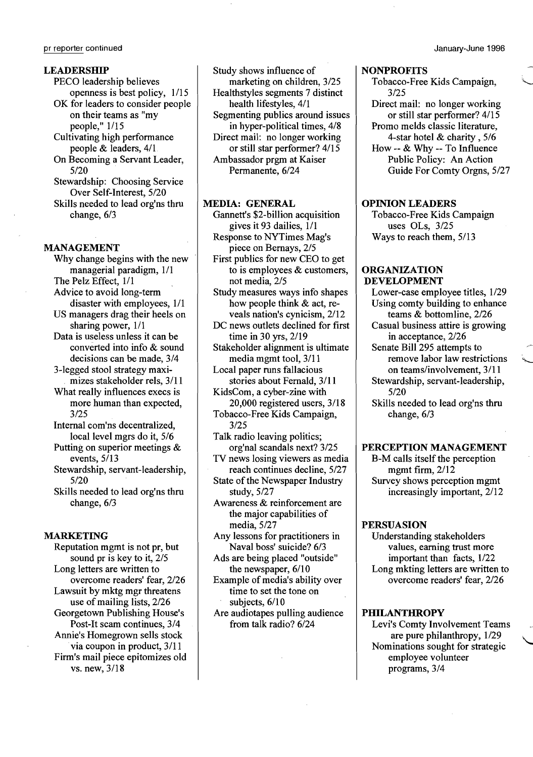## LEADERSHIP

- PECO leadership believes openness is best policy, 1/15
- OK for leaders to consider people on their teams as "my people," 1/15
- Cultivating high performance people & leaders, 4/1
- On Becoming a Servant Leader, 5/20
- Stewardship: Choosing Service Over Self-Interest, 5/20
- Skills needed to lead org'ns thru change, 6/3

## MANAGEMENT

- Why change begins with the new managerial paradigm, 1/1
- The Pelz Effect, 1/1
- Advice to avoid long-term disaster with employees, 1/1
- US managers drag their heels on sharing power, 1/1
- Data is useless unless it can be converted into info & sound decisions can be made, 3/4
- 3-legged stool strategy maximizes stakeholder rels, 3/11
- What really influences execs is more human than expected, 3/25
- Internal com'ns decentralized, local level mgrs do it, 5/6
- Putting on superior meetings & events, 5/13
- Stewardship, servant-leadership, 5/20
- Skills needed to lead org'ns thru change, 6/3

## MARKETING

- Reputation mgmt is not pr, but sound pr is key to it, 2/5
- Long letters are written to overcome readers' fear, 2/26
- Lawsuit by mktg mgr threatens use of mailing lists, 2/26
- Georgetown Publishing House's Post-It scam continues, 3/4
- Annie's Homegrown sells stock via coupon in product, 3/11
- Firm's mail piece epitomizes old vs. new, 3/18
- Study shows influence of marketing on children, 3/25
- Healthstyles segments 7 distinct health lifestyles, 4/1
- Segmenting publics around issues in hyper-political times, 4/8
- Direct mail: no longer working or still star performer? 4/15
- Ambassador prgm at Kaiser Permanente, 6/24

## MEDIA: GENERAL

- Gannett's $2-billion acquisition gives it 93 dailies, 1/1
- Response to NYTimes Mag's piece on Bernays, 2/5
- First publics for new CEO to get to is employees & customers, not media, 2/5
- Study measures ways info shapes how people think & act, reveals nation's cynicism, 2/12
- DC news outlets declined for first time in 30 yrs, 2/19
- Stakeholder alignment is ultimate media mgmt tool, 3/11
- Local paper runs fallacious stories about Fernald, 3/11
- KidsCom, a cyber-zine with 20,000 registered users, 3/18
- Tobacco-Free Kids Campaign, 3/25
- Talk radio leaving politics; org'nal scandals next? 3/25
- TV news losing viewers as media reach continues decline, 5/27
- State of the Newspaper Industry study, 5/27
- Awareness & reinforcement are the major capabilities of media, 5/27
- Any lessons for practitioners in Naval boss' suicide? 6/3
- Ads are being placed "outside" the newspaper, 6/10
- Example of media's ability over time to set the tone on subjects, 6/10
- Are audiotapes pulling audience from talk radio? 6/24

## NONPROFITS

- Tobacco-Free Kids Campaign, 3/25
- Direct mail: no longer working or still star performer? 4/15
- Promo melds classic literature, 4-star hotel & charity, 5/6
- How -- & Why -- To Influence Public Policy: An Action Guide For Comty Orgns, 5/27

## OPINION LEADERS

- Tobacco-Free Kids Campaign uses OLs, 3/25
- Ways to reach them, 5/13

## ORGANIZATION DEVELOPMENT

- Lower-case employee titles, 1/29
- Using comty building to enhance teams & bottomline, 2/26
- Casual business attire is growing in acceptance, 2/26
- Senate Bill 295 attempts to remove labor law restrictions on teams/involvement, 3/11
- Stewardship, servant-leadership, 5/20
- Skills needed to lead org'ns thru change, 6/3

## PERCEPTION MANAGEMENT

- B-M calls itself the perception mgmt firm, 2/12
- Survey shows perception mgmt increasingly important, 2/12

## PERSUASION

- Understanding stakeholders values, earning trust more important than facts, 1/22
- Long mkting letters are written to overcome readers' fear, 2/26

## PHILANTHROPY

- Levi's Comty Involvement Teams are pure philanthropy, 1/29
- Nominations sought for strategic employee volunteer programs, 3/4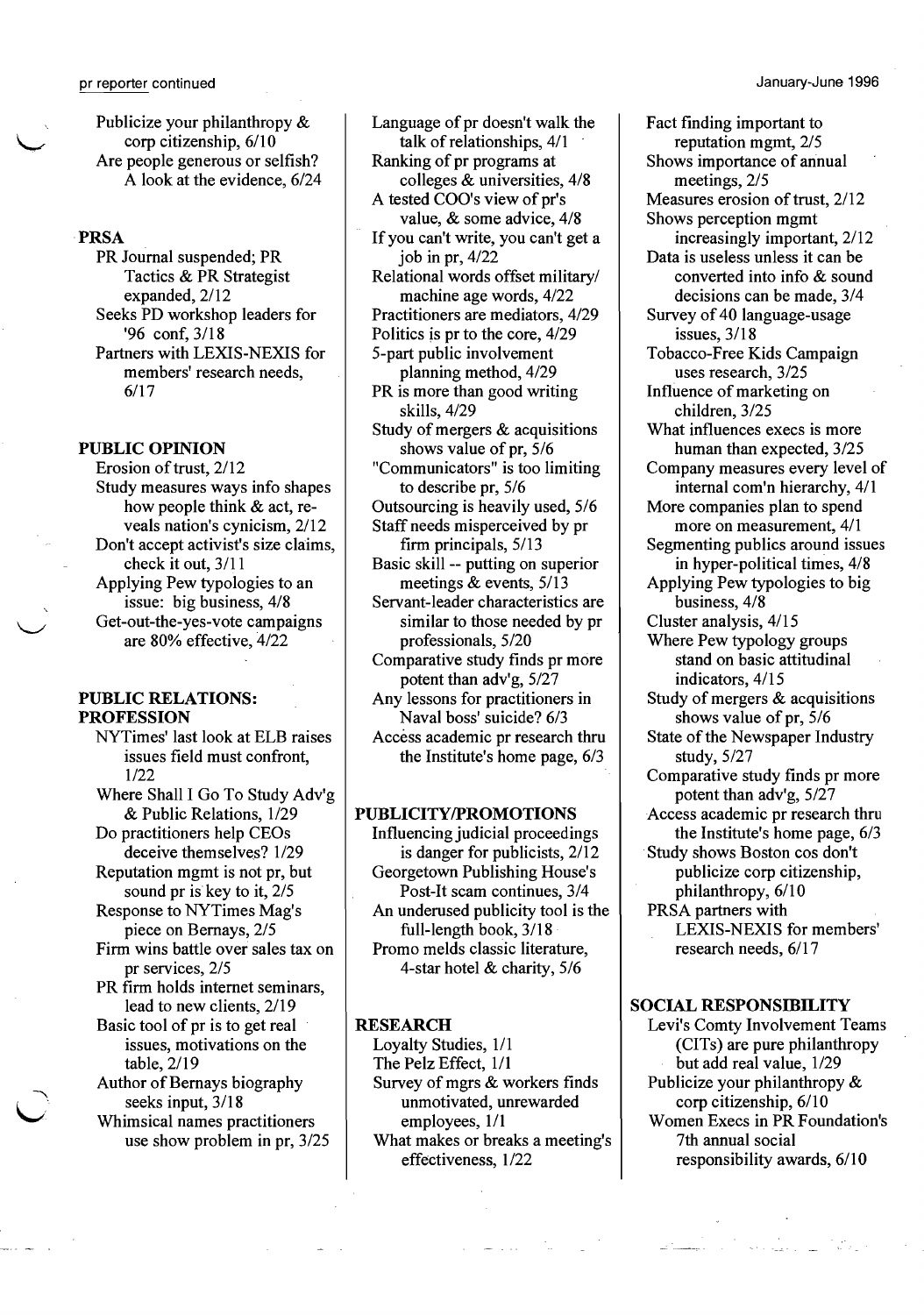Publicize your philanthropy & corp citizenship, 6/10
Are people generous or selfish? A look at the evidence, 6/24

**PRSA**

PR Journal suspended; PR Tactics & PR Strategist expanded, 2/12
Seeks PD workshop leaders for '96 conf, 3/18
Partners with LEXIS-NEXIS for members' research needs, 6/17

**PUBLIC OPINION**

Erosion of trust, 2/12
Study measures ways info shapes how people think & act, reveals nation's cynicism, 2/12
Don't accept activist's size claims, check it out, 3/11
Applying Pew typologies to an issue: big business, 4/8
Get-out-the-yes-vote campaigns are 80% effective, 4/22

**PUBLIC RELATIONS: PROFESSION**

NYTimes' last look at ELB raises issues field must confront, 1/22
Where Shall I Go To Study Adv'g & Public Relations, 1/29
Do practitioners help CEOs deceive themselves? 1/29
Reputation mgmt is not pr, but sound pr is key to it, 2/5
Response to NYTimes Mag's piece on Bernays, 2/5
Firm wins battle over sales tax on pr services, 2/5
PR firm holds internet seminars, lead to new clients, 2/19
Basic tool of pr is to get real issues, motivations on the table, 2/19
Author of Bernays biography seeks input, 3/18
Whimsical names practitioners use show problem in pr, 3/25
Language of pr doesn't walk the talk of relationships, 4/1
Ranking of pr programs at colleges & universities, 4/8
A tested COO's view of pr's value, & some advice, 4/8
If you can't write, you can't get a job in pr, 4/22
Relational words offset military/ machine age words, 4/22
Practitioners are mediators, 4/29
Politics is pr to the core, 4/29
5-part public involvement planning method, 4/29
PR is more than good writing skills, 4/29
Study of mergers & acquisitions shows value of pr, 5/6
"Communicators" is too limiting to describe pr, 5/6
Outsourcing is heavily used, 5/6
Staff needs misperceived by pr firm principals, 5/13
Basic skill -- putting on superior meetings & events, 5/13
Servant-leader characteristics are similar to those needed by pr professionals, 5/20
Comparative study finds pr more potent than adv'g, 5/27
Any lessons for practitioners in Naval boss' suicide? 6/3
Access academic pr research thru the Institute's home page, 6/3

**PUBLICITY/PROMOTIONS**

Influencing judicial proceedings is danger for publicists, 2/12
Georgetown Publishing House's Post-It scam continues, 3/4
An underused publicity tool is the full-length book, 3/18
Promo melds classic literature, 4-star hotel & charity, 5/6

**RESEARCH**

Loyalty Studies, 1/1
The Pelz Effect, 1/1
Survey of mgrs & workers finds unmotivated, unrewarded employees, 1/1
What makes or breaks a meeting's effectiveness, 1/22
Fact finding important to reputation mgmt, 2/5
Shows importance of annual meetings, 2/5
Measures erosion of trust, 2/12
Shows perception mgmt increasingly important, 2/12
Data is useless unless it can be converted into info & sound decisions can be made, 3/4
Survey of 40 language-usage issues, 3/18
Tobacco-Free Kids Campaign uses research, 3/25
Influence of marketing on children, 3/25
What influences execs is more human than expected, 3/25
Company measures every level of internal com'n hierarchy, 4/1
More companies plan to spend more on measurement, 4/1
Segmenting publics around issues in hyper-political times, 4/8
Applying Pew typologies to big business, 4/8
Cluster analysis, 4/15
Where Pew typology groups stand on basic attitudinal indicators, 4/15
Study of mergers & acquisitions shows value of pr, 5/6
State of the Newspaper Industry study, 5/27
Comparative study finds pr more potent than adv'g, 5/27
Access academic pr research thru the Institute's home page, 6/3
Study shows Boston cos don't publicize corp citizenship, philanthropy, 6/10
PRSA partners with LEXIS-NEXIS for members' research needs, 6/17

**SOCIAL RESPONSIBILITY**

Levi's Comty Involvement Teams (CITs) are pure philanthropy but add real value, 1/29
Publicize your philanthropy & corp citizenship, 6/10
Women Execs in PR Foundation's 7th annual social responsibility awards, 6/10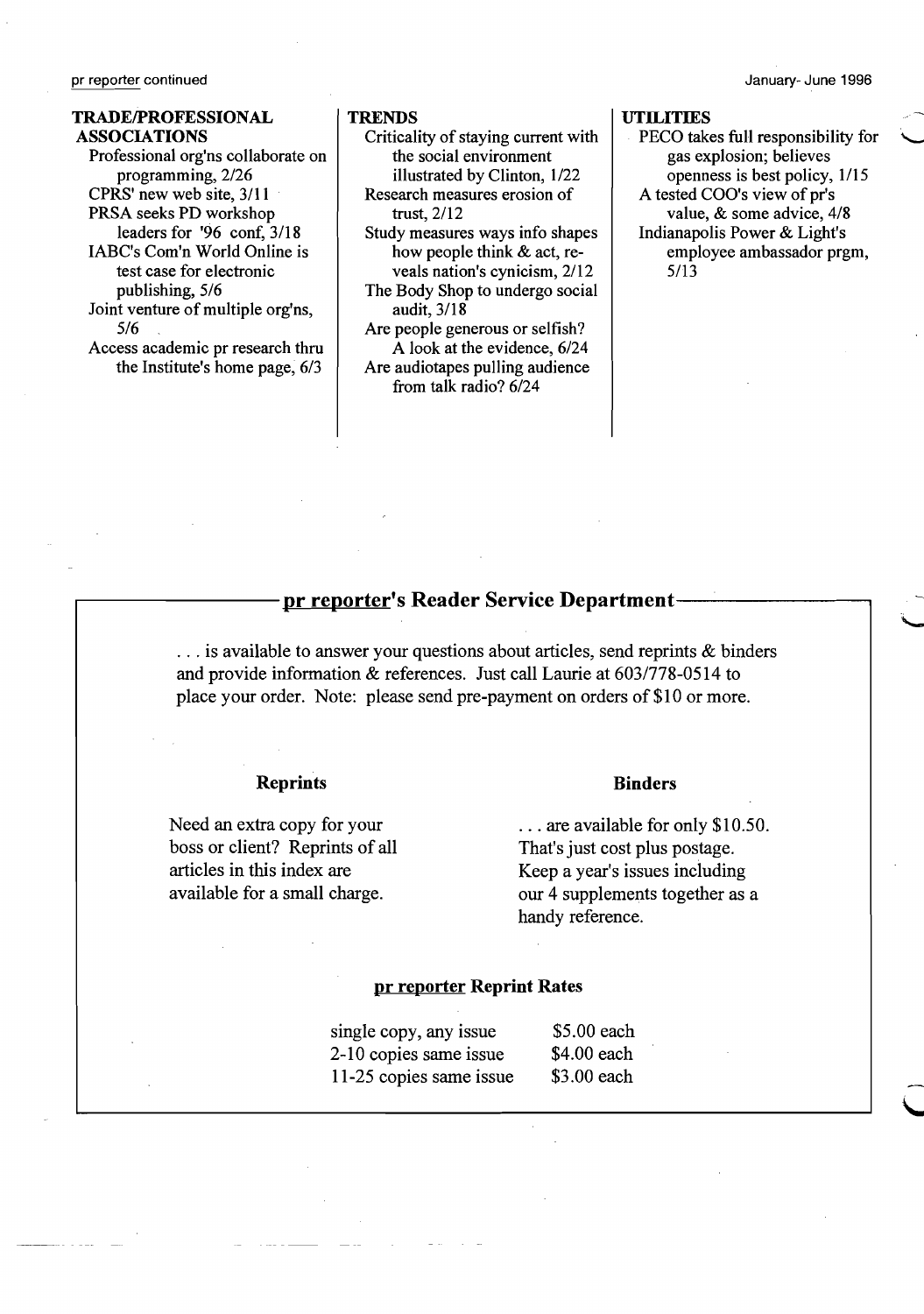### TRADE/PROFESSIONAL ASSOCIATIONS

- Professional org'ns collaborate on programming, 2/26
- CPRS' new web site, 3/11
- PRSA seeks PD workshop leaders for '96 conf, 3/18
- IABC's Com'n World Online is test case for electronic publishing, 5/6
- Joint venture of multiple org'ns, 5/6
- Access academic pr research thru the Institute's home page, 6/3

### TRENDS

- Criticality of staying current with the social environment illustrated by Clinton, 1/22
- Research measures erosion of trust, 2/12
- Study measures ways info shapes how people think & act, reveals nation's cynicism, 2/12
- The Body Shop to undergo social audit, 3/18
- Are people generous or selfish? A look at the evidence, 6/24
- Are audiotapes pulling audience from talk radio? 6/24

### UTILITIES

- PECO takes full responsibility for gas explosion; believes openness is best policy, 1/15
- A tested COO's view of pr's value, & some advice, 4/8
- Indianapolis Power & Light's employee ambassador prgm, 5/13

## pr reporter's Reader Service Department

. . . is available to answer your questions about articles, send reprints & binders and provide information & references. Just call Laurie at 603/778-0514 to place your order. Note: please send pre-payment on orders of $10 or more.

### Reprints

Need an extra copy for your boss or client? Reprints of all articles in this index are available for a small charge.

### Binders

. . . are available for only $10.50. That's just cost plus postage. Keep a year's issues including our 4 supplements together as a handy reference.

### pr reporter Reprint Rates

| | |
|---|---|
| single copy, any issue | $5.00 each |
| 2-10 copies same issue | $4.00 each |
| 11-25 copies same issue | $3.00 each |